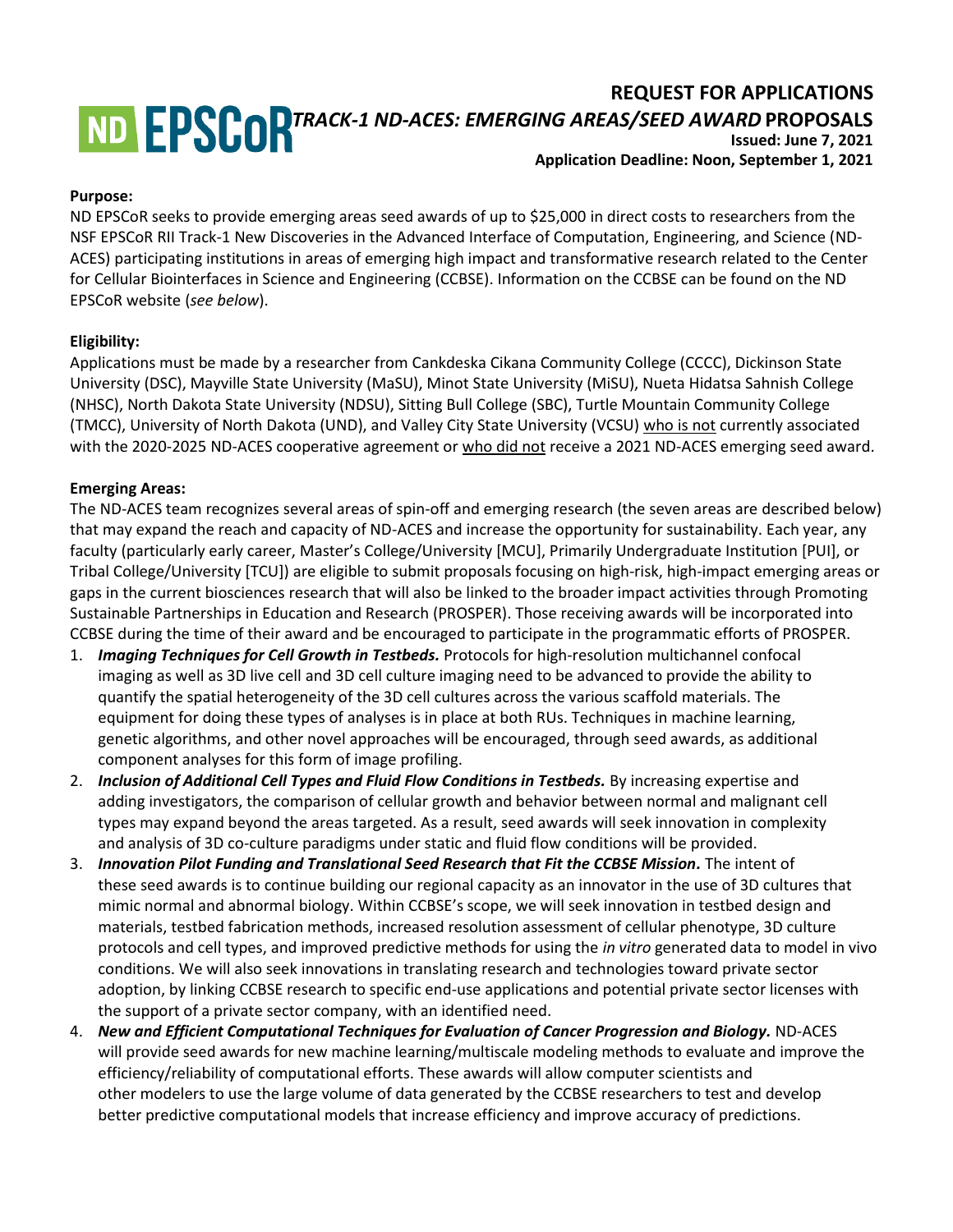# REQUEST FOR APPLICATIONS

## ND EPSCoR *TRACK-1 ND-ACES: EMERGING AREAS/SEED AWARD* PROPOSALS

**Issued: June 7, 2021**

**Application Deadline: Noon, September 1, 2021**

**Purpose:**

ND EPSCoR seeks to provide emerging areas seed awards of up to $25,000 in direct costs to researchers from the NSF EPSCoR RII Track-1 New Discoveries in the Advanced Interface of Computation, Engineering, and Science (ND-ACES) participating institutions in areas of emerging high impact and transformative research related to the Center for Cellular Biointerfaces in Science and Engineering (CCBSE). Information on the CCBSE can be found on the ND EPSCoR website (*see below*).

**Eligibility:**

Applications must be made by a researcher from Cankdeska Cikana Community College (CCCC), Dickinson State University (DSC), Mayville State University (MaSU), Minot State University (MiSU), Nueta Hidatsa Sahnish College (NHSC), North Dakota State University (NDSU), Sitting Bull College (SBC), Turtle Mountain Community College (TMCC), University of North Dakota (UND), and Valley City State University (VCSU) who is not currently associated with the 2020-2025 ND-ACES cooperative agreement or who did not receive a 2021 ND-ACES emerging seed award.

**Emerging Areas:**

The ND-ACES team recognizes several areas of spin-off and emerging research (the seven areas are described below) that may expand the reach and capacity of ND-ACES and increase the opportunity for sustainability. Each year, any faculty (particularly early career, Master's College/University [MCU], Primarily Undergraduate Institution [PUI], or Tribal College/University [TCU]) are eligible to submit proposals focusing on high-risk, high-impact emerging areas or gaps in the current biosciences research that will also be linked to the broader impact activities through Promoting Sustainable Partnerships in Education and Research (PROSPER). Those receiving awards will be incorporated into CCBSE during the time of their award and be encouraged to participate in the programmatic efforts of PROSPER.

1. ***Imaging Techniques for Cell Growth in Testbeds.*** Protocols for high-resolution multichannel confocal imaging as well as 3D live cell and 3D cell culture imaging need to be advanced to provide the ability to quantify the spatial heterogeneity of the 3D cell cultures across the various scaffold materials. The equipment for doing these types of analyses is in place at both RUs. Techniques in machine learning, genetic algorithms, and other novel approaches will be encouraged, through seed awards, as additional component analyses for this form of image profiling.
2. ***Inclusion of Additional Cell Types and Fluid Flow Conditions in Testbeds.*** By increasing expertise and adding investigators, the comparison of cellular growth and behavior between normal and malignant cell types may expand beyond the areas targeted. As a result, seed awards will seek innovation in complexity and analysis of 3D co-culture paradigms under static and fluid flow conditions will be provided.
3. ***Innovation Pilot Funding and Translational Seed Research that Fit the CCBSE Mission.*** The intent of these seed awards is to continue building our regional capacity as an innovator in the use of 3D cultures that mimic normal and abnormal biology. Within CCBSE's scope, we will seek innovation in testbed design and materials, testbed fabrication methods, increased resolution assessment of cellular phenotype, 3D culture protocols and cell types, and improved predictive methods for using the *in vitro* generated data to model in vivo conditions. We will also seek innovations in translating research and technologies toward private sector adoption, by linking CCBSE research to specific end-use applications and potential private sector licenses with the support of a private sector company, with an identified need.
4. ***New and Efficient Computational Techniques for Evaluation of Cancer Progression and Biology.*** ND-ACES will provide seed awards for new machine learning/multiscale modeling methods to evaluate and improve the efficiency/reliability of computational efforts. These awards will allow computer scientists and other modelers to use the large volume of data generated by the CCBSE researchers to test and develop better predictive computational models that increase efficiency and improve accuracy of predictions.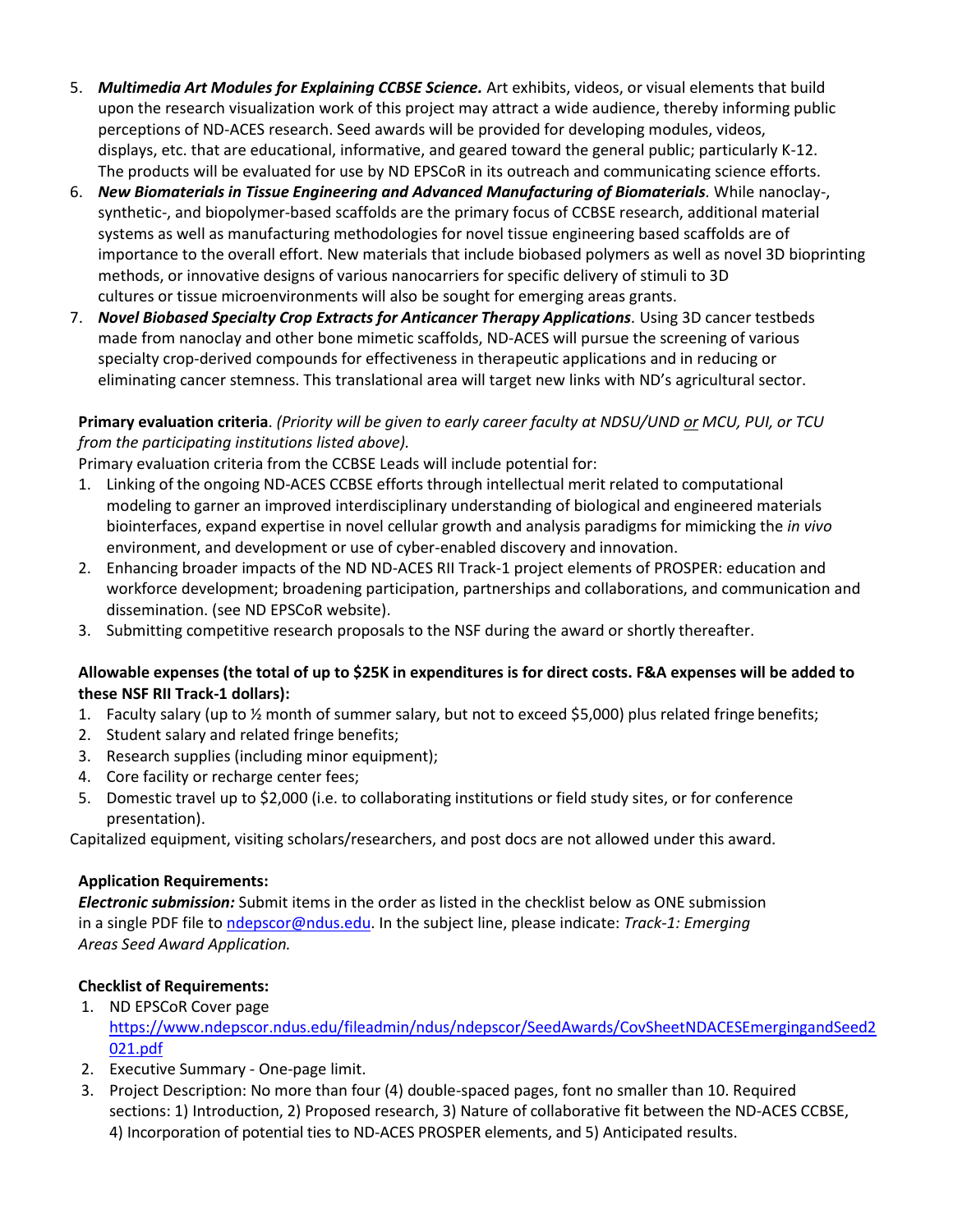5. ***Multimedia Art Modules for Explaining CCBSE Science.*** Art exhibits, videos, or visual elements that build upon the research visualization work of this project may attract a wide audience, thereby informing public perceptions of ND-ACES research. Seed awards will be provided for developing modules, videos, displays, etc. that are educational, informative, and geared toward the general public; particularly K-12. The products will be evaluated for use by ND EPSCoR in its outreach and communicating science efforts.
6. ***New Biomaterials in Tissue Engineering and Advanced Manufacturing of Biomaterials*.** While nanoclay-, synthetic-, and biopolymer-based scaffolds are the primary focus of CCBSE research, additional material systems as well as manufacturing methodologies for novel tissue engineering based scaffolds are of importance to the overall effort. New materials that include biobased polymers as well as novel 3D bioprinting methods, or innovative designs of various nanocarriers for specific delivery of stimuli to 3D cultures or tissue microenvironments will also be sought for emerging areas grants.
7. ***Novel Biobased Specialty Crop Extracts for Anticancer Therapy Applications*.** Using 3D cancer testbeds made from nanoclay and other bone mimetic scaffolds, ND-ACES will pursue the screening of various specialty crop-derived compounds for effectiveness in therapeutic applications and in reducing or eliminating cancer stemness. This translational area will target new links with ND's agricultural sector.

**Primary evaluation criteria**. *(Priority will be given to early career faculty at NDSU/UND or MCU, PUI, or TCU from the participating institutions listed above).*

Primary evaluation criteria from the CCBSE Leads will include potential for:

1. Linking of the ongoing ND-ACES CCBSE efforts through intellectual merit related to computational modeling to garner an improved interdisciplinary understanding of biological and engineered materials biointerfaces, expand expertise in novel cellular growth and analysis paradigms for mimicking the *in vivo* environment, and development or use of cyber-enabled discovery and innovation.
2. Enhancing broader impacts of the ND ND-ACES RII Track-1 project elements of PROSPER: education and workforce development; broadening participation, partnerships and collaborations, and communication and dissemination. (see ND EPSCoR website).
3. Submitting competitive research proposals to the NSF during the award or shortly thereafter.

**Allowable expenses (the total of up to $25K in expenditures is for direct costs. F&A expenses will be added to these NSF RII Track-1 dollars):**

1. Faculty salary (up to ½ month of summer salary, but not to exceed $5,000) plus related fringe benefits;
2. Student salary and related fringe benefits;
3. Research supplies (including minor equipment);
4. Core facility or recharge center fees;
5. Domestic travel up to $2,000 (i.e. to collaborating institutions or field study sites, or for conference presentation).

Capitalized equipment, visiting scholars/researchers, and post docs are not allowed under this award.

**Application Requirements:**

***Electronic submission:*** Submit items in the order as listed in the checklist below as ONE submission in a single PDF file to ndepscor@ndus.edu. In the subject line, please indicate: *Track-1: Emerging Areas Seed Award Application.*

**Checklist of Requirements:**

1. ND EPSCoR Cover page https://www.ndepscor.ndus.edu/fileadmin/ndus/ndepscor/SeedAwards/CovSheetNDACESEmergingandSeed2021.pdf
2. Executive Summary - One-page limit.
3. Project Description: No more than four (4) double-spaced pages, font no smaller than 10. Required sections: 1) Introduction, 2) Proposed research, 3) Nature of collaborative fit between the ND-ACES CCBSE, 4) Incorporation of potential ties to ND-ACES PROSPER elements, and 5) Anticipated results.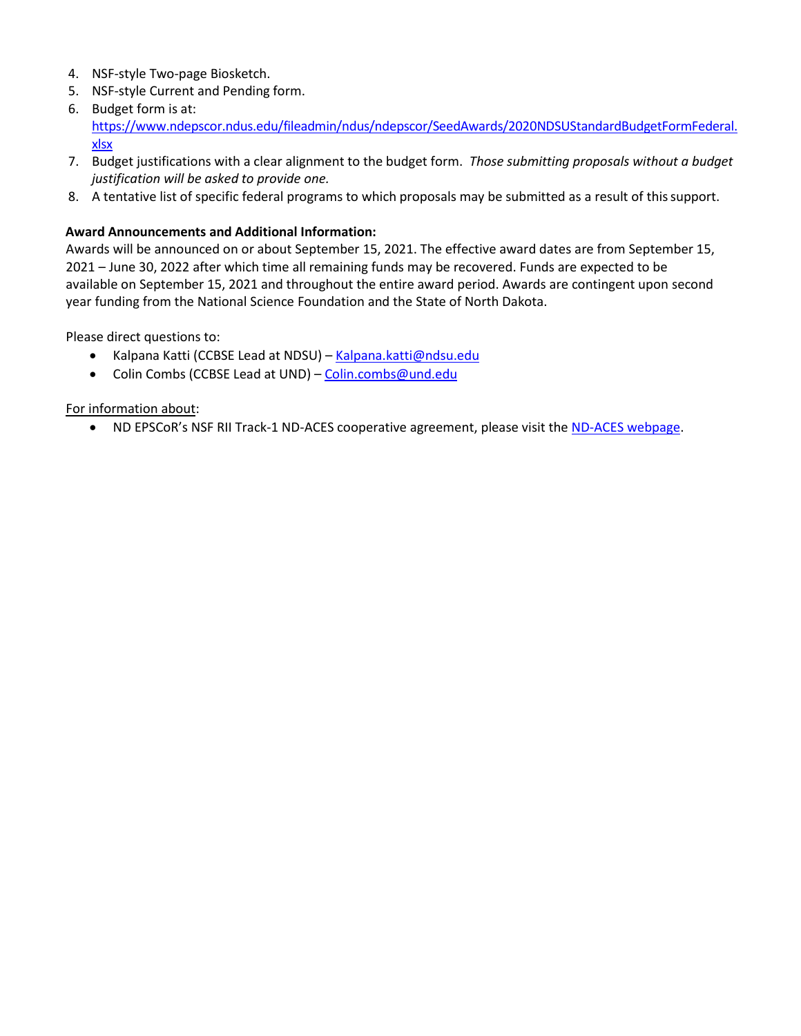4. NSF-style Two-page Biosketch.
5. NSF-style Current and Pending form.
6. Budget form is at: https://www.ndepscor.ndus.edu/fileadmin/ndus/ndepscor/SeedAwards/2020NDSUStandardBudgetFormFederal.xlsx
7. Budget justifications with a clear alignment to the budget form. *Those submitting proposals without a budget justification will be asked to provide one.*
8. A tentative list of specific federal programs to which proposals may be submitted as a result of this support.

**Award Announcements and Additional Information:**
Awards will be announced on or about September 15, 2021. The effective award dates are from September 15, 2021 – June 30, 2022 after which time all remaining funds may be recovered. Funds are expected to be available on September 15, 2021 and throughout the entire award period. Awards are contingent upon second year funding from the National Science Foundation and the State of North Dakota.

Please direct questions to:

- Kalpana Katti (CCBSE Lead at NDSU) – Kalpana.katti@ndsu.edu
- Colin Combs (CCBSE Lead at UND) – Colin.combs@und.edu

For information about:

- ND EPSCoR's NSF RII Track-1 ND-ACES cooperative agreement, please visit the ND-ACES webpage.